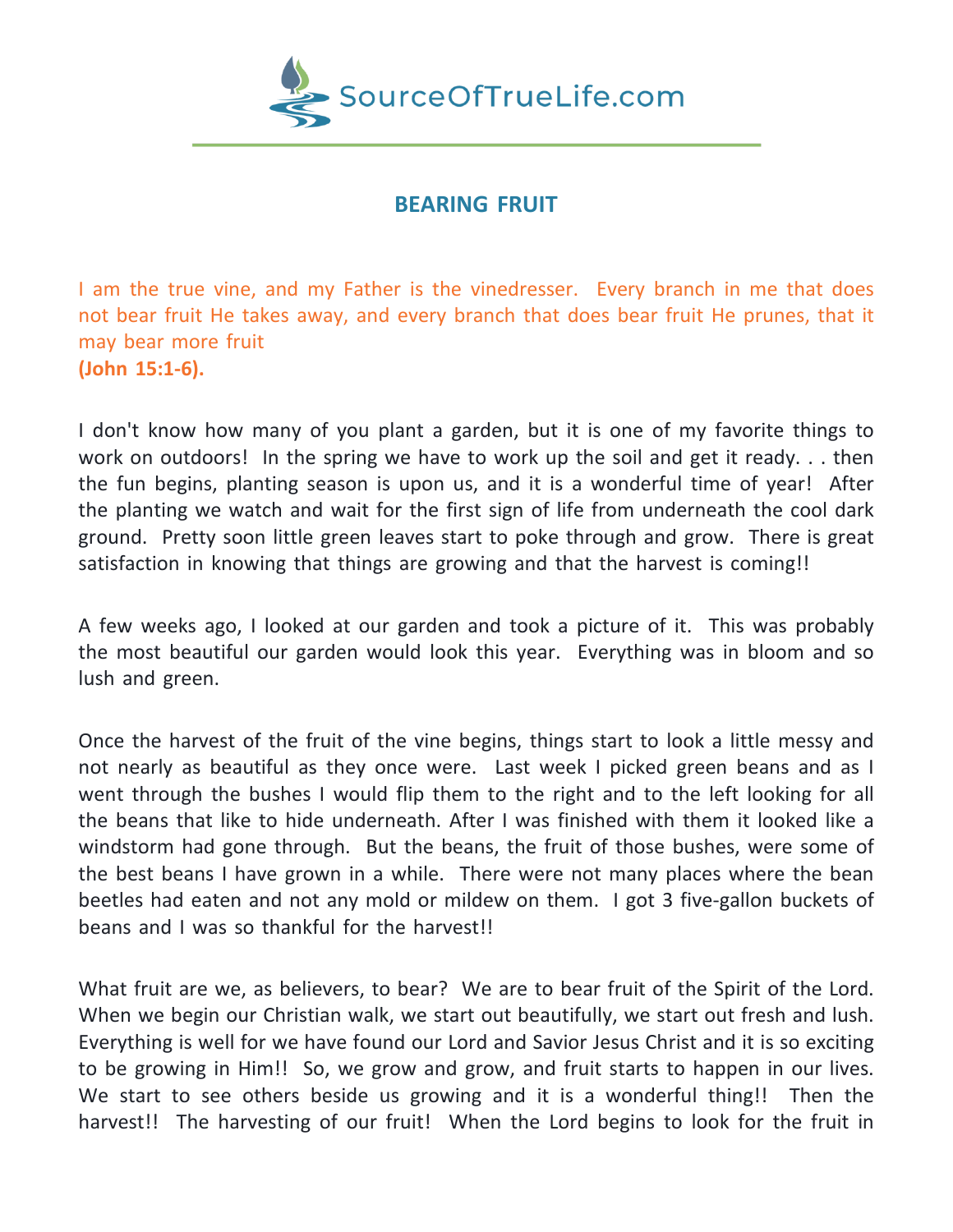SourceOfTrueLife.com

# BEARING FRUIT

I am the true vine, and my Father is the vinedresser. Every branch in me that does not bear fruit He takes away, and every branch that does bear fruit He prunes, that it may bear more fruit
**(John 15:1-6).**

I don't know how many of you plant a garden, but it is one of my favorite things to work on outdoors! In the spring we have to work up the soil and get it ready. . . then the fun begins, planting season is upon us, and it is a wonderful time of year! After the planting we watch and wait for the first sign of life from underneath the cool dark ground. Pretty soon little green leaves start to poke through and grow. There is great satisfaction in knowing that things are growing and that the harvest is coming!!

A few weeks ago, I looked at our garden and took a picture of it. This was probably the most beautiful our garden would look this year. Everything was in bloom and so lush and green.

Once the harvest of the fruit of the vine begins, things start to look a little messy and not nearly as beautiful as they once were. Last week I picked green beans and as I went through the bushes I would flip them to the right and to the left looking for all the beans that like to hide underneath. After I was finished with them it looked like a windstorm had gone through. But the beans, the fruit of those bushes, were some of the best beans I have grown in a while. There were not many places where the bean beetles had eaten and not any mold or mildew on them. I got 3 five-gallon buckets of beans and I was so thankful for the harvest!!

What fruit are we, as believers, to bear? We are to bear fruit of the Spirit of the Lord. When we begin our Christian walk, we start out beautifully, we start out fresh and lush. Everything is well for we have found our Lord and Savior Jesus Christ and it is so exciting to be growing in Him!! So, we grow and grow, and fruit starts to happen in our lives. We start to see others beside us growing and it is a wonderful thing!! Then the harvest!! The harvesting of our fruit! When the Lord begins to look for the fruit in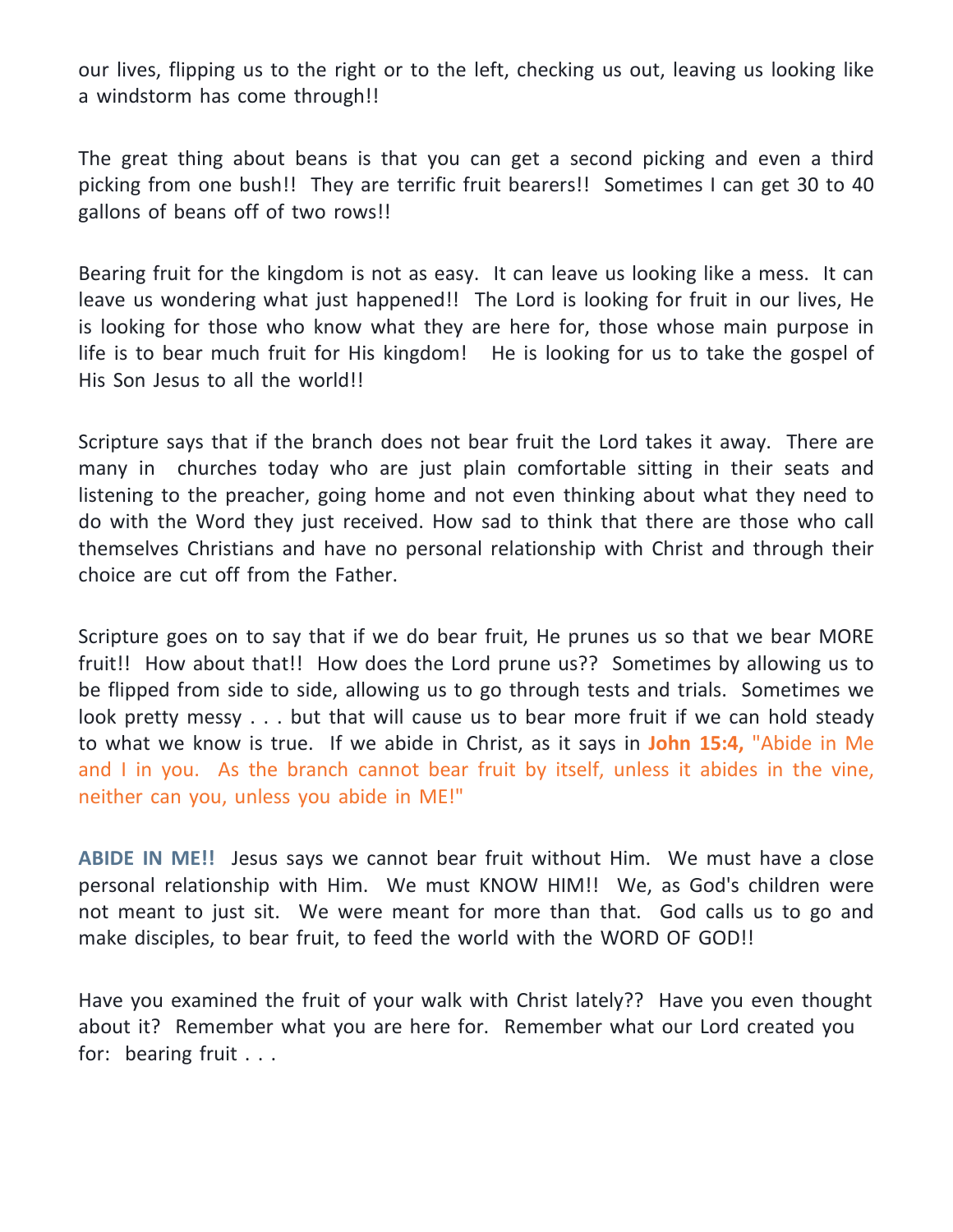our lives, flipping us to the right or to the left, checking us out, leaving us looking like a windstorm has come through!!

The great thing about beans is that you can get a second picking and even a third picking from one bush!! They are terrific fruit bearers!! Sometimes I can get 30 to 40 gallons of beans off of two rows!!

Bearing fruit for the kingdom is not as easy. It can leave us looking like a mess. It can leave us wondering what just happened!! The Lord is looking for fruit in our lives, He is looking for those who know what they are here for, those whose main purpose in life is to bear much fruit for His kingdom! He is looking for us to take the gospel of His Son Jesus to all the world!!

Scripture says that if the branch does not bear fruit the Lord takes it away. There are many in churches today who are just plain comfortable sitting in their seats and listening to the preacher, going home and not even thinking about what they need to do with the Word they just received. How sad to think that there are those who call themselves Christians and have no personal relationship with Christ and through their choice are cut off from the Father.

Scripture goes on to say that if we do bear fruit, He prunes us so that we bear MORE fruit!! How about that!! How does the Lord prune us?? Sometimes by allowing us to be flipped from side to side, allowing us to go through tests and trials. Sometimes we look pretty messy . . . but that will cause us to bear more fruit if we can hold steady to what we know is true. If we abide in Christ, as it says in **John 15:4,** "Abide in Me and I in you. As the branch cannot bear fruit by itself, unless it abides in the vine, neither can you, unless you abide in ME!"

**ABIDE IN ME!!** Jesus says we cannot bear fruit without Him. We must have a close personal relationship with Him. We must KNOW HIM!! We, as God's children were not meant to just sit. We were meant for more than that. God calls us to go and make disciples, to bear fruit, to feed the world with the WORD OF GOD!!

Have you examined the fruit of your walk with Christ lately?? Have you even thought about it? Remember what you are here for. Remember what our Lord created you for: bearing fruit . . .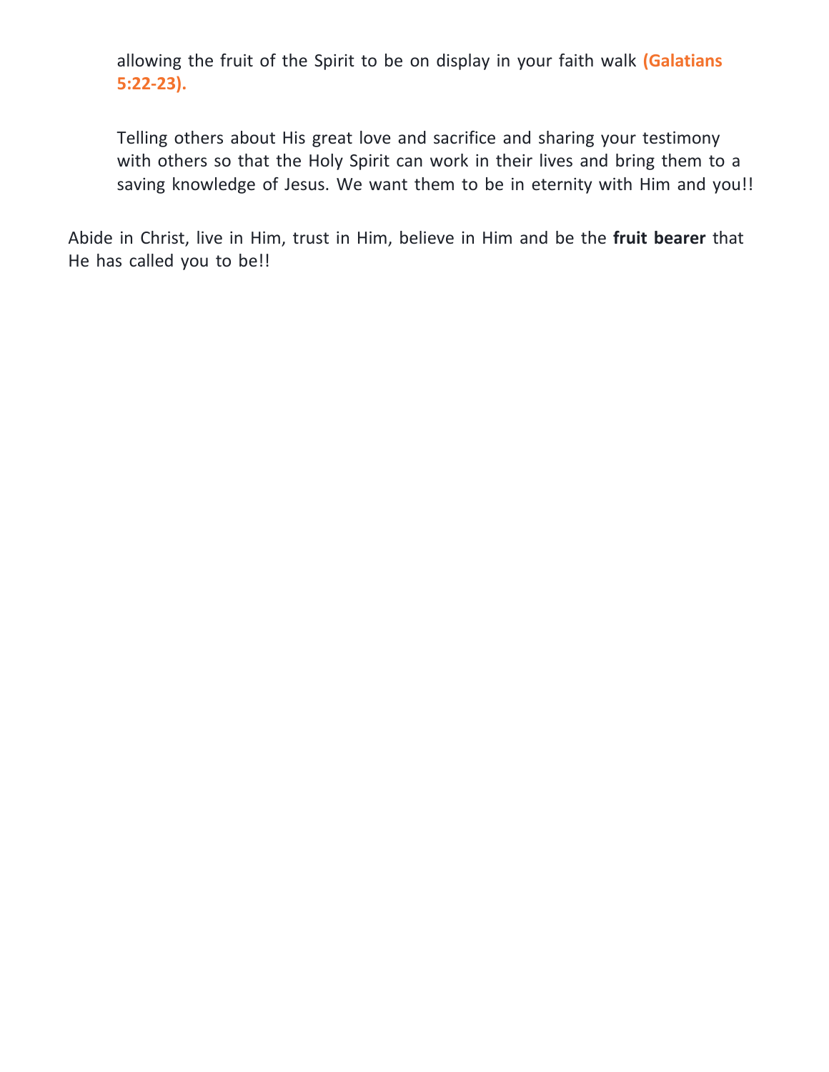allowing the fruit of the Spirit to be on display in your faith walk **(Galatians 5:22-23).**

Telling others about His great love and sacrifice and sharing your testimony with others so that the Holy Spirit can work in their lives and bring them to a saving knowledge of Jesus. We want them to be in eternity with Him and you!!

Abide in Christ, live in Him, trust in Him, believe in Him and be the **fruit bearer** that He has called you to be!!